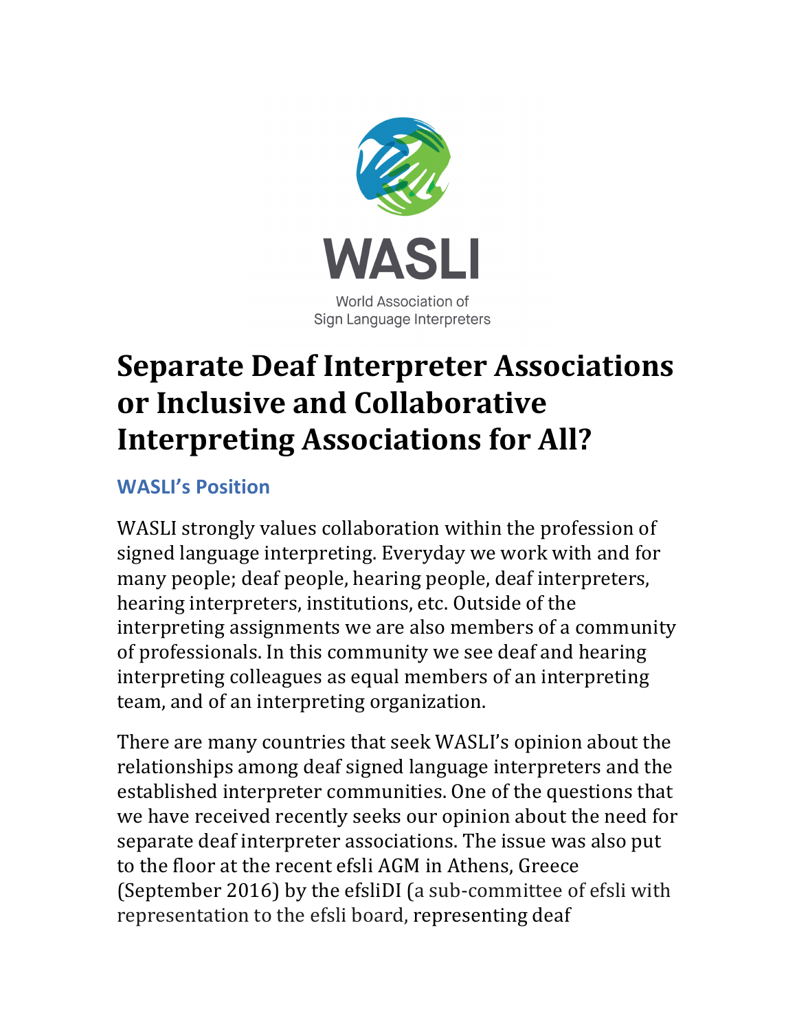WASLI

World Association of Sign Language Interpreters

# Separate Deaf Interpreter Associations or Inclusive and Collaborative Interpreting Associations for All?

## WASLI's Position

WASLI strongly values collaboration within the profession of signed language interpreting. Everyday we work with and for many people; deaf people, hearing people, deaf interpreters, hearing interpreters, institutions, etc. Outside of the interpreting assignments we are also members of a community of professionals. In this community we see deaf and hearing interpreting colleagues as equal members of an interpreting team, and of an interpreting organization.

There are many countries that seek WASLI's opinion about the relationships among deaf signed language interpreters and the established interpreter communities. One of the questions that we have received recently seeks our opinion about the need for separate deaf interpreter associations. The issue was also put to the floor at the recent efsli AGM in Athens, Greece (September 2016) by the efsliDI (a sub-committee of efsli with representation to the efsli board, representing deaf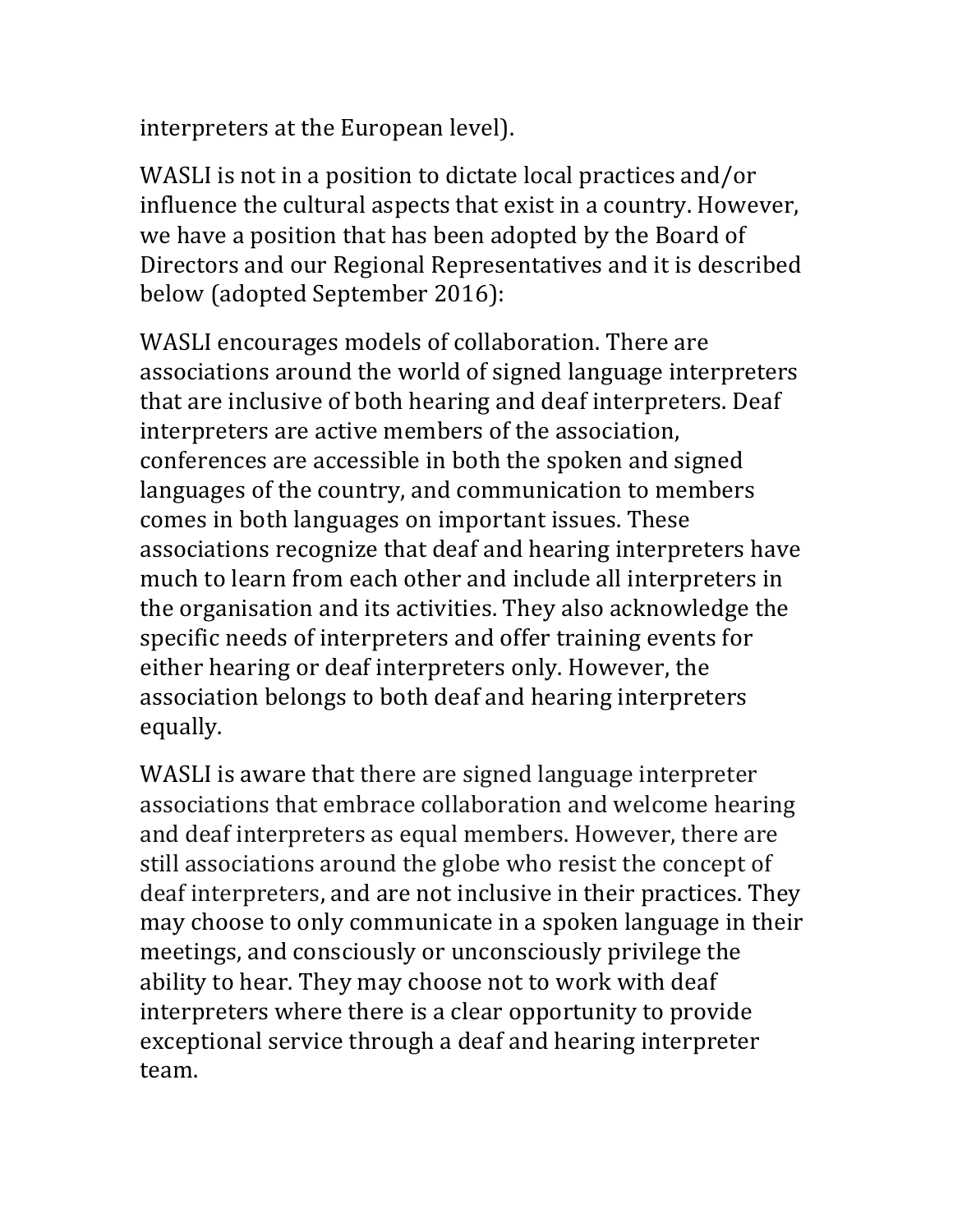interpreters at the European level).

WASLI is not in a position to dictate local practices and/or influence the cultural aspects that exist in a country. However, we have a position that has been adopted by the Board of Directors and our Regional Representatives and it is described below (adopted September 2016):

WASLI encourages models of collaboration. There are associations around the world of signed language interpreters that are inclusive of both hearing and deaf interpreters. Deaf interpreters are active members of the association, conferences are accessible in both the spoken and signed languages of the country, and communication to members comes in both languages on important issues. These associations recognize that deaf and hearing interpreters have much to learn from each other and include all interpreters in the organisation and its activities. They also acknowledge the specific needs of interpreters and offer training events for either hearing or deaf interpreters only. However, the association belongs to both deaf and hearing interpreters equally.

WASLI is aware that there are signed language interpreter associations that embrace collaboration and welcome hearing and deaf interpreters as equal members. However, there are still associations around the globe who resist the concept of deaf interpreters, and are not inclusive in their practices. They may choose to only communicate in a spoken language in their meetings, and consciously or unconsciously privilege the ability to hear. They may choose not to work with deaf interpreters where there is a clear opportunity to provide exceptional service through a deaf and hearing interpreter team.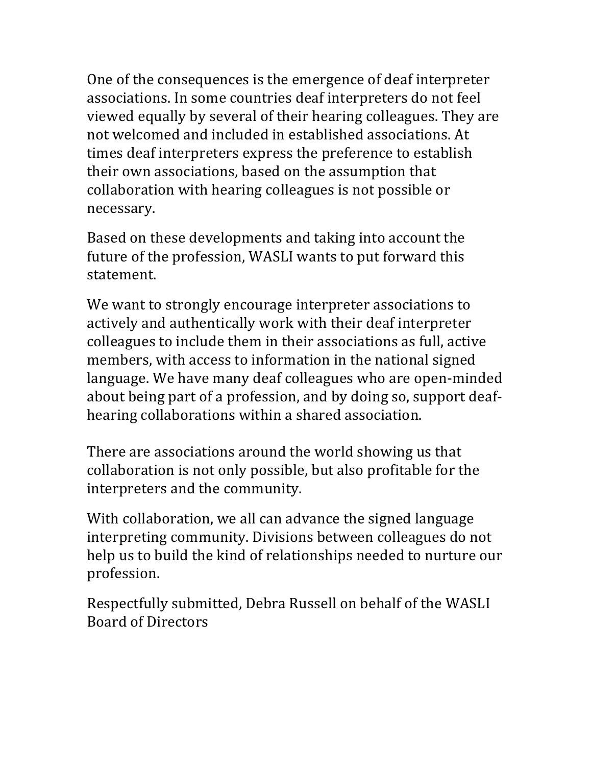One of the consequences is the emergence of deaf interpreter associations. In some countries deaf interpreters do not feel viewed equally by several of their hearing colleagues. They are not welcomed and included in established associations. At times deaf interpreters express the preference to establish their own associations, based on the assumption that collaboration with hearing colleagues is not possible or necessary.

Based on these developments and taking into account the future of the profession, WASLI wants to put forward this statement.

We want to strongly encourage interpreter associations to actively and authentically work with their deaf interpreter colleagues to include them in their associations as full, active members, with access to information in the national signed language. We have many deaf colleagues who are open-minded about being part of a profession, and by doing so, support deaf-hearing collaborations within a shared association.

There are associations around the world showing us that collaboration is not only possible, but also profitable for the interpreters and the community.

With collaboration, we all can advance the signed language interpreting community. Divisions between colleagues do not help us to build the kind of relationships needed to nurture our profession.

Respectfully submitted, Debra Russell on behalf of the WASLI Board of Directors